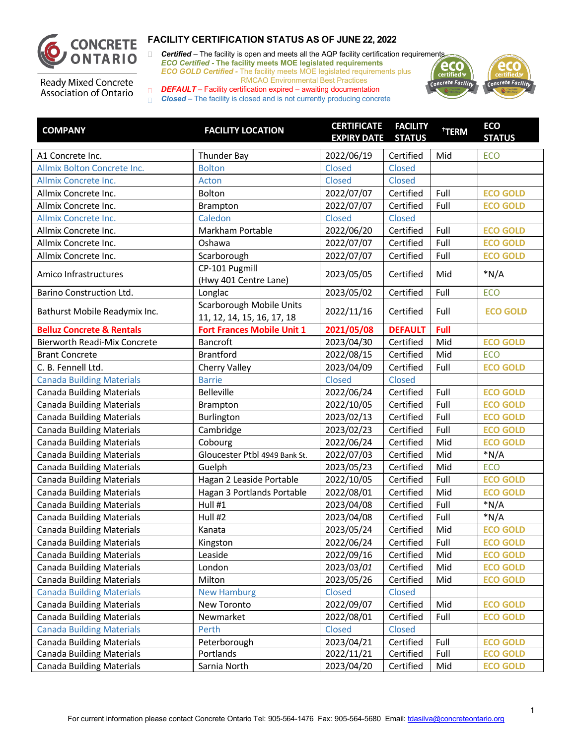# FACILITY CERTIFICATION STATUS AS OF JUNE 22, 2022

CONCRETE ONTARIO
Ready Mixed Concrete Association of Ontario

- ***Certified*** – The facility is open and meets all the AQP facility certification requirements
  ***ECO Certified*** **- The facility meets MOE legislated requirements**
  ***ECO GOLD Certified*** - The facility meets MOE legislated requirements plus RMCAO Environmental Best Practices
- ***DEFAULT*** – Facility certification expired – awaiting documentation
- ***Closed*** – The facility is closed and is not currently producing concrete

| COMPANY | FACILITY LOCATION | CERTIFICATE EXPIRY DATE | FACILITY STATUS | †TERM | ECO STATUS |
|---|---|---|---|---|---|
| A1 Concrete Inc. | Thunder Bay | 2022/06/19 | Certified | Mid | ECO |
| Allmix Bolton Concrete Inc. | Bolton | Closed | Closed | | |
| Allmix Concrete Inc. | Acton | Closed | Closed | | |
| Allmix Concrete Inc. | Bolton | 2022/07/07 | Certified | Full | ECO GOLD |
| Allmix Concrete Inc. | Brampton | 2022/07/07 | Certified | Full | ECO GOLD |
| Allmix Concrete Inc. | Caledon | Closed | Closed | | |
| Allmix Concrete Inc. | Markham Portable | 2022/06/20 | Certified | Full | ECO GOLD |
| Allmix Concrete Inc. | Oshawa | 2022/07/07 | Certified | Full | ECO GOLD |
| Allmix Concrete Inc. | Scarborough | 2022/07/07 | Certified | Full | ECO GOLD |
| Amico Infrastructures | CP-101 Pugmill (Hwy 401 Centre Lane) | 2023/05/05 | Certified | Mid | *N/A |
| Barino Construction Ltd. | Longlac | 2023/05/02 | Certified | Full | ECO |
| Bathurst Mobile Readymix Inc. | Scarborough Mobile Units 11, 12, 14, 15, 16, 17, 18 | 2022/11/16 | Certified | Full | ECO GOLD |
| **Belluz Concrete & Rentals** | **Fort Frances Mobile Unit 1** | **2021/05/08** | **DEFAULT** | **Full** | |
| Bierworth Readi-Mix Concrete | Bancroft | 2023/04/30 | Certified | Mid | ECO GOLD |
| Brant Concrete | Brantford | 2022/08/15 | Certified | Mid | ECO |
| C. B. Fennell Ltd. | Cherry Valley | 2023/04/09 | Certified | Full | ECO GOLD |
| Canada Building Materials | Barrie | Closed | Closed | | |
| Canada Building Materials | Belleville | 2022/06/24 | Certified | Full | ECO GOLD |
| Canada Building Materials | Brampton | 2022/10/05 | Certified | Full | ECO GOLD |
| Canada Building Materials | Burlington | 2023/02/13 | Certified | Full | ECO GOLD |
| Canada Building Materials | Cambridge | 2023/02/23 | Certified | Full | ECO GOLD |
| Canada Building Materials | Cobourg | 2022/06/24 | Certified | Mid | ECO GOLD |
| Canada Building Materials | Gloucester Ptbl 4949 Bank St. | 2022/07/03 | Certified | Mid | *N/A |
| Canada Building Materials | Guelph | 2023/05/23 | Certified | Mid | ECO |
| Canada Building Materials | Hagan 2 Leaside Portable | 2022/10/05 | Certified | Full | ECO GOLD |
| Canada Building Materials | Hagan 3 Portlands Portable | 2022/08/01 | Certified | Mid | ECO GOLD |
| Canada Building Materials | Hull #1 | 2023/04/08 | Certified | Full | *N/A |
| Canada Building Materials | Hull #2 | 2023/04/08 | Certified | Full | *N/A |
| Canada Building Materials | Kanata | 2023/05/24 | Certified | Mid | ECO GOLD |
| Canada Building Materials | Kingston | 2022/06/24 | Certified | Full | ECO GOLD |
| Canada Building Materials | Leaside | 2022/09/16 | Certified | Mid | ECO GOLD |
| Canada Building Materials | London | 2023/03/*01* | Certified | Mid | ECO GOLD |
| Canada Building Materials | Milton | 2023/05/26 | Certified | Mid | ECO GOLD |
| Canada Building Materials | New Hamburg | Closed | Closed | | |
| Canada Building Materials | New Toronto | 2022/09/07 | Certified | Mid | ECO GOLD |
| Canada Building Materials | Newmarket | 2022/08/01 | Certified | Full | ECO GOLD |
| Canada Building Materials | Perth | Closed | Closed | | |
| Canada Building Materials | Peterborough | 2023/04/21 | Certified | Full | ECO GOLD |
| Canada Building Materials | Portlands | 2022/11/21 | Certified | Full | ECO GOLD |
| Canada Building Materials | Sarnia North | 2023/04/20 | Certified | Mid | ECO GOLD |

For current information please contact Concrete Ontario Tel: 905-564-1476 Fax: 905-564-5680 Email: tdasilva@concreteontario.org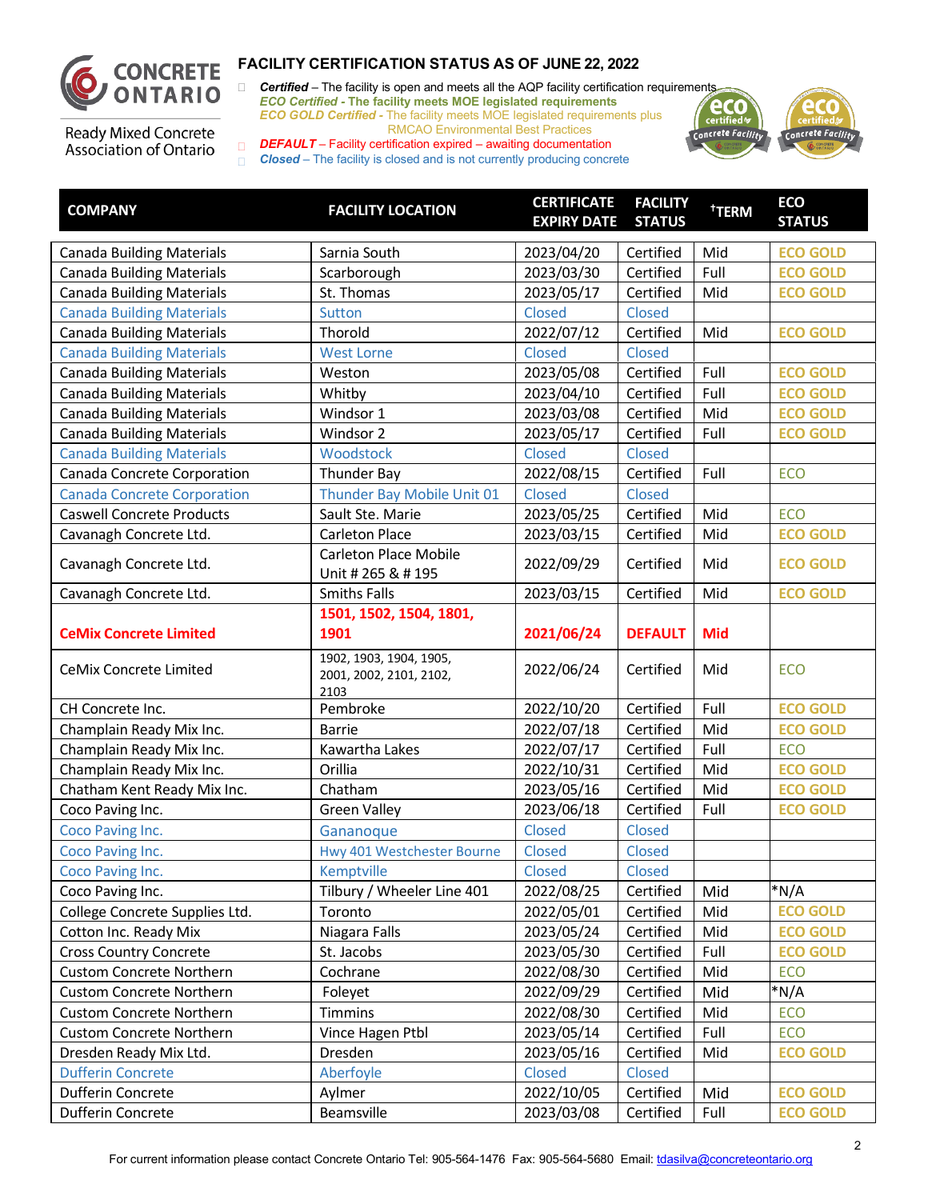## FACILITY CERTIFICATION STATUS AS OF JUNE 22, 2022

- ***Certified*** – The facility is open and meets all the AQP facility certification requirements
  ***ECO Certified*** - **The facility meets MOE legislated requirements**
  ***ECO GOLD Certified*** - The facility meets MOE legislated requirements plus RMCAO Environmental Best Practices
- ***DEFAULT*** – Facility certification expired – awaiting documentation
- ***Closed*** – The facility is closed and is not currently producing concrete

| COMPANY | FACILITY LOCATION | CERTIFICATE EXPIRY DATE | FACILITY STATUS | †TERM | ECO STATUS |
|---|---|---|---|---|---|
| Canada Building Materials | Sarnia South | 2023/04/20 | Certified | Mid | ECO GOLD |
| Canada Building Materials | Scarborough | 2023/03/30 | Certified | Full | ECO GOLD |
| Canada Building Materials | St. Thomas | 2023/05/17 | Certified | Mid | ECO GOLD |
| Canada Building Materials | Sutton | Closed | Closed | | |
| Canada Building Materials | Thorold | 2022/07/12 | Certified | Mid | ECO GOLD |
| Canada Building Materials | West Lorne | Closed | Closed | | |
| Canada Building Materials | Weston | 2023/05/08 | Certified | Full | ECO GOLD |
| Canada Building Materials | Whitby | 2023/04/10 | Certified | Full | ECO GOLD |
| Canada Building Materials | Windsor 1 | 2023/03/08 | Certified | Mid | ECO GOLD |
| Canada Building Materials | Windsor 2 | 2023/05/17 | Certified | Full | ECO GOLD |
| Canada Building Materials | Woodstock | Closed | Closed | | |
| Canada Concrete Corporation | Thunder Bay | 2022/08/15 | Certified | Full | ECO |
| Canada Concrete Corporation | Thunder Bay Mobile Unit 01 | Closed | Closed | | |
| Caswell Concrete Products | Sault Ste. Marie | 2023/05/25 | Certified | Mid | ECO |
| Cavanagh Concrete Ltd. | Carleton Place | 2023/03/15 | Certified | Mid | ECO GOLD |
| Cavanagh Concrete Ltd. | Carleton Place Mobile Unit # 265 & # 195 | 2022/09/29 | Certified | Mid | ECO GOLD |
| Cavanagh Concrete Ltd. | Smiths Falls | 2023/03/15 | Certified | Mid | ECO GOLD |
| **CeMix Concrete Limited** | **1501, 1502, 1504, 1801, 1901** | **2021/06/24** | **DEFAULT** | **Mid** | |
| CeMix Concrete Limited | 1902, 1903, 1904, 1905, 2001, 2002, 2101, 2102, 2103 | 2022/06/24 | Certified | Mid | ECO |
| CH Concrete Inc. | Pembroke | 2022/10/20 | Certified | Full | ECO GOLD |
| Champlain Ready Mix Inc. | Barrie | 2022/07/18 | Certified | Mid | ECO GOLD |
| Champlain Ready Mix Inc. | Kawartha Lakes | 2022/07/17 | Certified | Full | ECO |
| Champlain Ready Mix Inc. | Orillia | 2022/10/31 | Certified | Mid | ECO GOLD |
| Chatham Kent Ready Mix Inc. | Chatham | 2023/05/16 | Certified | Mid | ECO GOLD |
| Coco Paving Inc. | Green Valley | 2023/06/18 | Certified | Full | ECO GOLD |
| Coco Paving Inc. | Gananoque | Closed | Closed | | |
| Coco Paving Inc. | Hwy 401 Westchester Bourne | Closed | Closed | | |
| Coco Paving Inc. | Kemptville | Closed | Closed | | |
| Coco Paving Inc. | Tilbury / Wheeler Line 401 | 2022/08/25 | Certified | Mid | *N/A |
| College Concrete Supplies Ltd. | Toronto | 2022/05/01 | Certified | Mid | ECO GOLD |
| Cotton Inc. Ready Mix | Niagara Falls | 2023/05/24 | Certified | Mid | ECO GOLD |
| Cross Country Concrete | St. Jacobs | 2023/05/30 | Certified | Full | ECO GOLD |
| Custom Concrete Northern | Cochrane | 2022/08/30 | Certified | Mid | ECO |
| Custom Concrete Northern | Foleyet | 2022/09/29 | Certified | Mid | *N/A |
| Custom Concrete Northern | Timmins | 2022/08/30 | Certified | Mid | ECO |
| Custom Concrete Northern | Vince Hagen Ptbl | 2023/05/14 | Certified | Full | ECO |
| Dresden Ready Mix Ltd. | Dresden | 2023/05/16 | Certified | Mid | ECO GOLD |
| Dufferin Concrete | Aberfoyle | Closed | Closed | | |
| Dufferin Concrete | Aylmer | 2022/10/05 | Certified | Mid | ECO GOLD |
| Dufferin Concrete | Beamsville | 2023/03/08 | Certified | Full | ECO GOLD |

For current information please contact Concrete Ontario Tel: 905-564-1476 Fax: 905-564-5680 Email: tdasilva@concreteontario.org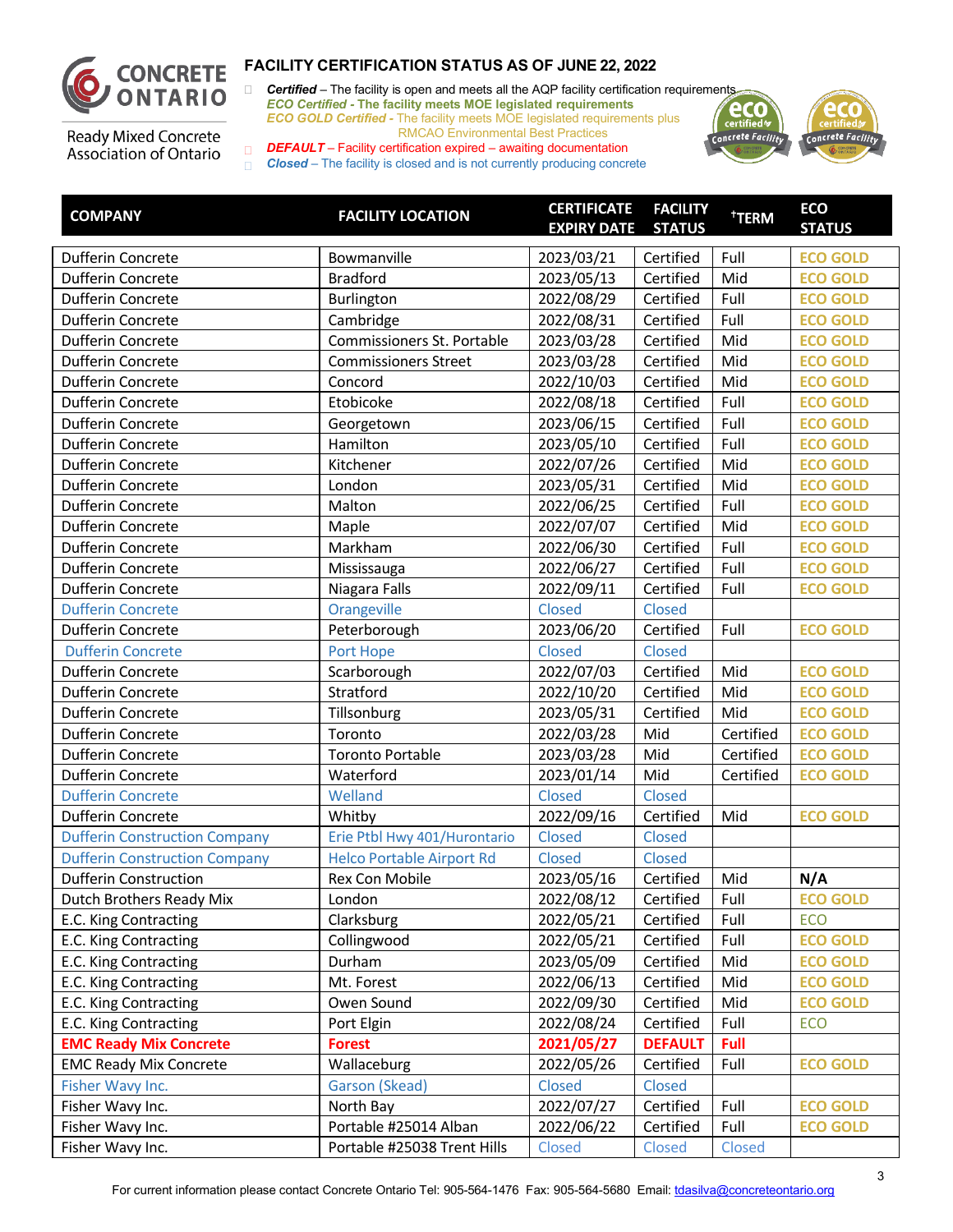**CONCRETE ONTARIO**

Ready Mixed Concrete Association of Ontario

## FACILITY CERTIFICATION STATUS AS OF JUNE 22, 2022

- ***Certified*** – The facility is open and meets all the AQP facility certification requirements
- ***ECO Certified* - The facility meets MOE legislated requirements**
- ***ECO GOLD Certified*** - The facility meets MOE legislated requirements plus RMCAO Environmental Best Practices
- ***DEFAULT*** – Facility certification expired – awaiting documentation
- ***Closed*** – The facility is closed and is not currently producing concrete

| COMPANY | FACILITY LOCATION | CERTIFICATE EXPIRY DATE | FACILITY STATUS | †TERM | ECO STATUS |
|---|---|---|---|---|---|
| Dufferin Concrete | Bowmanville | 2023/03/21 | Certified | Full | ECO GOLD |
| Dufferin Concrete | Bradford | 2023/05/13 | Certified | Mid | ECO GOLD |
| Dufferin Concrete | Burlington | 2022/08/29 | Certified | Full | ECO GOLD |
| Dufferin Concrete | Cambridge | 2022/08/31 | Certified | Full | ECO GOLD |
| Dufferin Concrete | Commissioners St. Portable | 2023/03/28 | Certified | Mid | ECO GOLD |
| Dufferin Concrete | Commissioners Street | 2023/03/28 | Certified | Mid | ECO GOLD |
| Dufferin Concrete | Concord | 2022/10/03 | Certified | Mid | ECO GOLD |
| Dufferin Concrete | Etobicoke | 2022/08/18 | Certified | Full | ECO GOLD |
| Dufferin Concrete | Georgetown | 2023/06/15 | Certified | Full | ECO GOLD |
| Dufferin Concrete | Hamilton | 2023/05/10 | Certified | Full | ECO GOLD |
| Dufferin Concrete | Kitchener | 2022/07/26 | Certified | Mid | ECO GOLD |
| Dufferin Concrete | London | 2023/05/31 | Certified | Mid | ECO GOLD |
| Dufferin Concrete | Malton | 2022/06/25 | Certified | Full | ECO GOLD |
| Dufferin Concrete | Maple | 2022/07/07 | Certified | Mid | ECO GOLD |
| Dufferin Concrete | Markham | 2022/06/30 | Certified | Full | ECO GOLD |
| Dufferin Concrete | Mississauga | 2022/06/27 | Certified | Full | ECO GOLD |
| Dufferin Concrete | Niagara Falls | 2022/09/11 | Certified | Full | ECO GOLD |
| Dufferin Concrete | Orangeville | Closed | Closed | | |
| Dufferin Concrete | Peterborough | 2023/06/20 | Certified | Full | ECO GOLD |
| Dufferin Concrete | Port Hope | Closed | Closed | | |
| Dufferin Concrete | Scarborough | 2022/07/03 | Certified | Mid | ECO GOLD |
| Dufferin Concrete | Stratford | 2022/10/20 | Certified | Mid | ECO GOLD |
| Dufferin Concrete | Tillsonburg | 2023/05/31 | Certified | Mid | ECO GOLD |
| Dufferin Concrete | Toronto | 2022/03/28 | Mid | Certified | ECO GOLD |
| Dufferin Concrete | Toronto Portable | 2023/03/28 | Mid | Certified | ECO GOLD |
| Dufferin Concrete | Waterford | 2023/01/14 | Mid | Certified | ECO GOLD |
| Dufferin Concrete | Welland | Closed | Closed | | |
| Dufferin Concrete | Whitby | 2022/09/16 | Certified | Mid | ECO GOLD |
| Dufferin Construction Company | Erie Ptbl Hwy 401/Hurontario | Closed | Closed | | |
| Dufferin Construction Company | Helco Portable Airport Rd | Closed | Closed | | |
| Dufferin Construction | Rex Con Mobile | 2023/05/16 | Certified | Mid | N/A |
| Dutch Brothers Ready Mix | London | 2022/08/12 | Certified | Full | ECO GOLD |
| E.C. King Contracting | Clarksburg | 2022/05/21 | Certified | Full | ECO |
| E.C. King Contracting | Collingwood | 2022/05/21 | Certified | Full | ECO GOLD |
| E.C. King Contracting | Durham | 2023/05/09 | Certified | Mid | ECO GOLD |
| E.C. King Contracting | Mt. Forest | 2022/06/13 | Certified | Mid | ECO GOLD |
| E.C. King Contracting | Owen Sound | 2022/09/30 | Certified | Mid | ECO GOLD |
| E.C. King Contracting | Port Elgin | 2022/08/24 | Certified | Full | ECO |
| **EMC Ready Mix Concrete** | **Forest** | **2021/05/27** | **DEFAULT** | **Full** | |
| EMC Ready Mix Concrete | Wallaceburg | 2022/05/26 | Certified | Full | ECO GOLD |
| Fisher Wavy Inc. | Garson (Skead) | Closed | Closed | | |
| Fisher Wavy Inc. | North Bay | 2022/07/27 | Certified | Full | ECO GOLD |
| Fisher Wavy Inc. | Portable #25014 Alban | 2022/06/22 | Certified | Full | ECO GOLD |
| Fisher Wavy Inc. | Portable #25038 Trent Hills | Closed | Closed | Closed | |

For current information please contact Concrete Ontario Tel: 905-564-1476 Fax: 905-564-5680 Email: tdasilva@concreteontario.org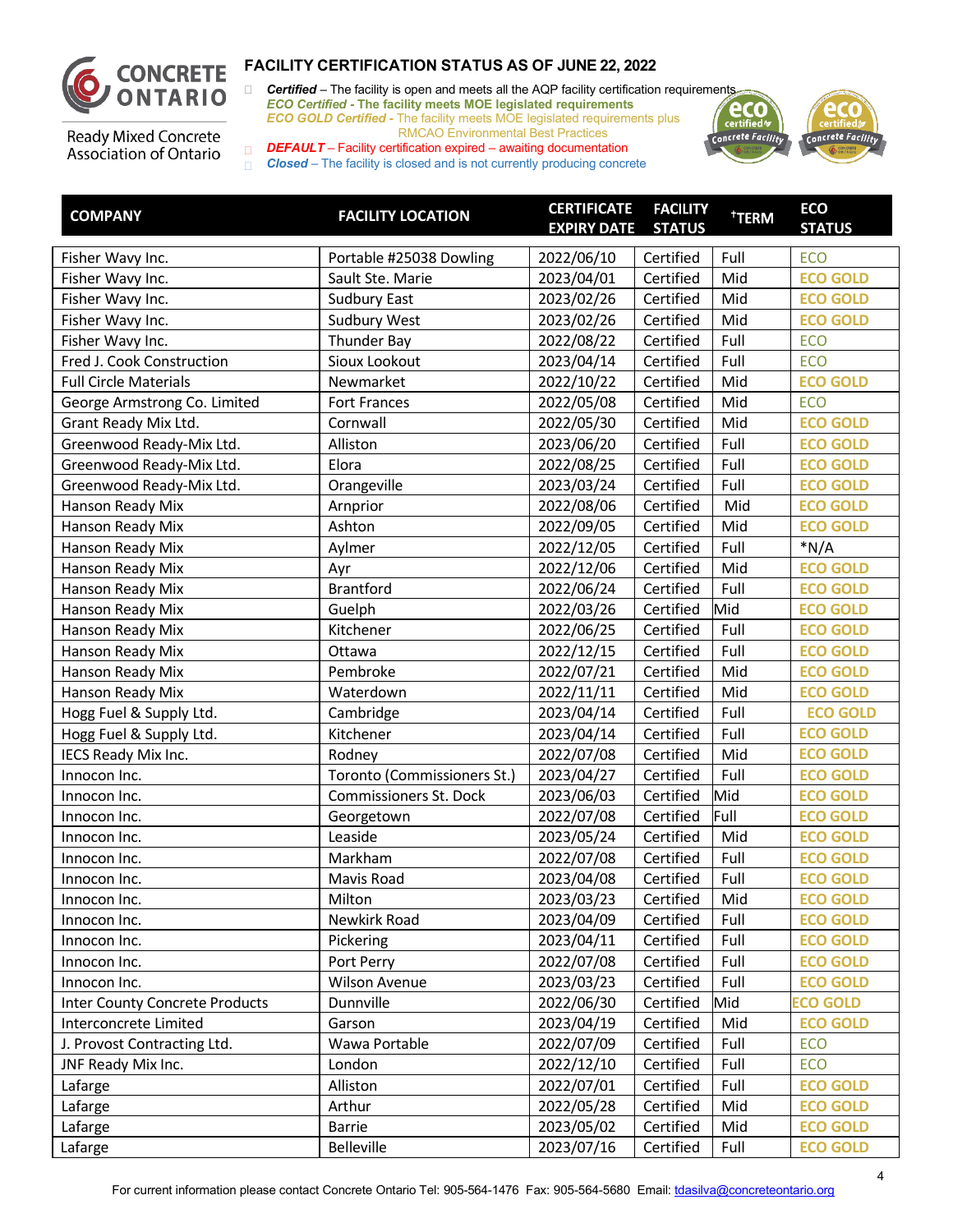# FACILITY CERTIFICATION STATUS AS OF JUNE 22, 2022

Ready Mixed Concrete Association of Ontario

- ***Certified*** – The facility is open and meets all the AQP facility certification requirements
- ***ECO Certified*** **- The facility meets MOE legislated requirements**
- ***ECO GOLD Certified*** - The facility meets MOE legislated requirements plus RMCAO Environmental Best Practices
- ***DEFAULT*** – Facility certification expired – awaiting documentation
- ***Closed*** – The facility is closed and is not currently producing concrete

| COMPANY | FACILITY LOCATION | CERTIFICATE EXPIRY DATE | FACILITY STATUS | †TERM | ECO STATUS |
|---|---|---|---|---|---|
| Fisher Wavy Inc. | Portable #25038 Dowling | 2022/06/10 | Certified | Full | ECO |
| Fisher Wavy Inc. | Sault Ste. Marie | 2023/04/01 | Certified | Mid | ECO GOLD |
| Fisher Wavy Inc. | Sudbury East | 2023/02/26 | Certified | Mid | ECO GOLD |
| Fisher Wavy Inc. | Sudbury West | 2023/02/26 | Certified | Mid | ECO GOLD |
| Fisher Wavy Inc. | Thunder Bay | 2022/08/22 | Certified | Full | ECO |
| Fred J. Cook Construction | Sioux Lookout | 2023/04/14 | Certified | Full | ECO |
| Full Circle Materials | Newmarket | 2022/10/22 | Certified | Mid | ECO GOLD |
| George Armstrong Co. Limited | Fort Frances | 2022/05/08 | Certified | Mid | ECO |
| Grant Ready Mix Ltd. | Cornwall | 2022/05/30 | Certified | Mid | ECO GOLD |
| Greenwood Ready-Mix Ltd. | Alliston | 2023/06/20 | Certified | Full | ECO GOLD |
| Greenwood Ready-Mix Ltd. | Elora | 2022/08/25 | Certified | Full | ECO GOLD |
| Greenwood Ready-Mix Ltd. | Orangeville | 2023/03/24 | Certified | Full | ECO GOLD |
| Hanson Ready Mix | Arnprior | 2022/08/06 | Certified | Mid | ECO GOLD |
| Hanson Ready Mix | Ashton | 2022/09/05 | Certified | Mid | ECO GOLD |
| Hanson Ready Mix | Aylmer | 2022/12/05 | Certified | Full | *N/A |
| Hanson Ready Mix | Ayr | 2022/12/06 | Certified | Mid | ECO GOLD |
| Hanson Ready Mix | Brantford | 2022/06/24 | Certified | Full | ECO GOLD |
| Hanson Ready Mix | Guelph | 2022/03/26 | Certified | Mid | ECO GOLD |
| Hanson Ready Mix | Kitchener | 2022/06/25 | Certified | Full | ECO GOLD |
| Hanson Ready Mix | Ottawa | 2022/12/15 | Certified | Full | ECO GOLD |
| Hanson Ready Mix | Pembroke | 2022/07/21 | Certified | Mid | ECO GOLD |
| Hanson Ready Mix | Waterdown | 2022/11/11 | Certified | Mid | ECO GOLD |
| Hogg Fuel & Supply Ltd. | Cambridge | 2023/04/14 | Certified | Full | ECO GOLD |
| Hogg Fuel & Supply Ltd. | Kitchener | 2023/04/14 | Certified | Full | ECO GOLD |
| IECS Ready Mix Inc. | Rodney | 2022/07/08 | Certified | Mid | ECO GOLD |
| Innocon Inc. | Toronto (Commissioners St.) | 2023/04/27 | Certified | Full | ECO GOLD |
| Innocon Inc. | Commissioners St. Dock | 2023/06/03 | Certified | Mid | ECO GOLD |
| Innocon Inc. | Georgetown | 2022/07/08 | Certified | Full | ECO GOLD |
| Innocon Inc. | Leaside | 2023/05/24 | Certified | Mid | ECO GOLD |
| Innocon Inc. | Markham | 2022/07/08 | Certified | Full | ECO GOLD |
| Innocon Inc. | Mavis Road | 2023/04/08 | Certified | Full | ECO GOLD |
| Innocon Inc. | Milton | 2023/03/23 | Certified | Mid | ECO GOLD |
| Innocon Inc. | Newkirk Road | 2023/04/09 | Certified | Full | ECO GOLD |
| Innocon Inc. | Pickering | 2023/04/11 | Certified | Full | ECO GOLD |
| Innocon Inc. | Port Perry | 2022/07/08 | Certified | Full | ECO GOLD |
| Innocon Inc. | Wilson Avenue | 2023/03/23 | Certified | Full | ECO GOLD |
| Inter County Concrete Products | Dunnville | 2022/06/30 | Certified | Mid | ECO GOLD |
| Interconcrete Limited | Garson | 2023/04/19 | Certified | Mid | ECO GOLD |
| J. Provost Contracting Ltd. | Wawa Portable | 2022/07/09 | Certified | Full | ECO |
| JNF Ready Mix Inc. | London | 2022/12/10 | Certified | Full | ECO |
| Lafarge | Alliston | 2022/07/01 | Certified | Full | ECO GOLD |
| Lafarge | Arthur | 2022/05/28 | Certified | Mid | ECO GOLD |
| Lafarge | Barrie | 2023/05/02 | Certified | Mid | ECO GOLD |
| Lafarge | Belleville | 2023/07/16 | Certified | Full | ECO GOLD |

For current information please contact Concrete Ontario Tel: 905-564-1476 Fax: 905-564-5680 Email: tdasilva@concreteontario.org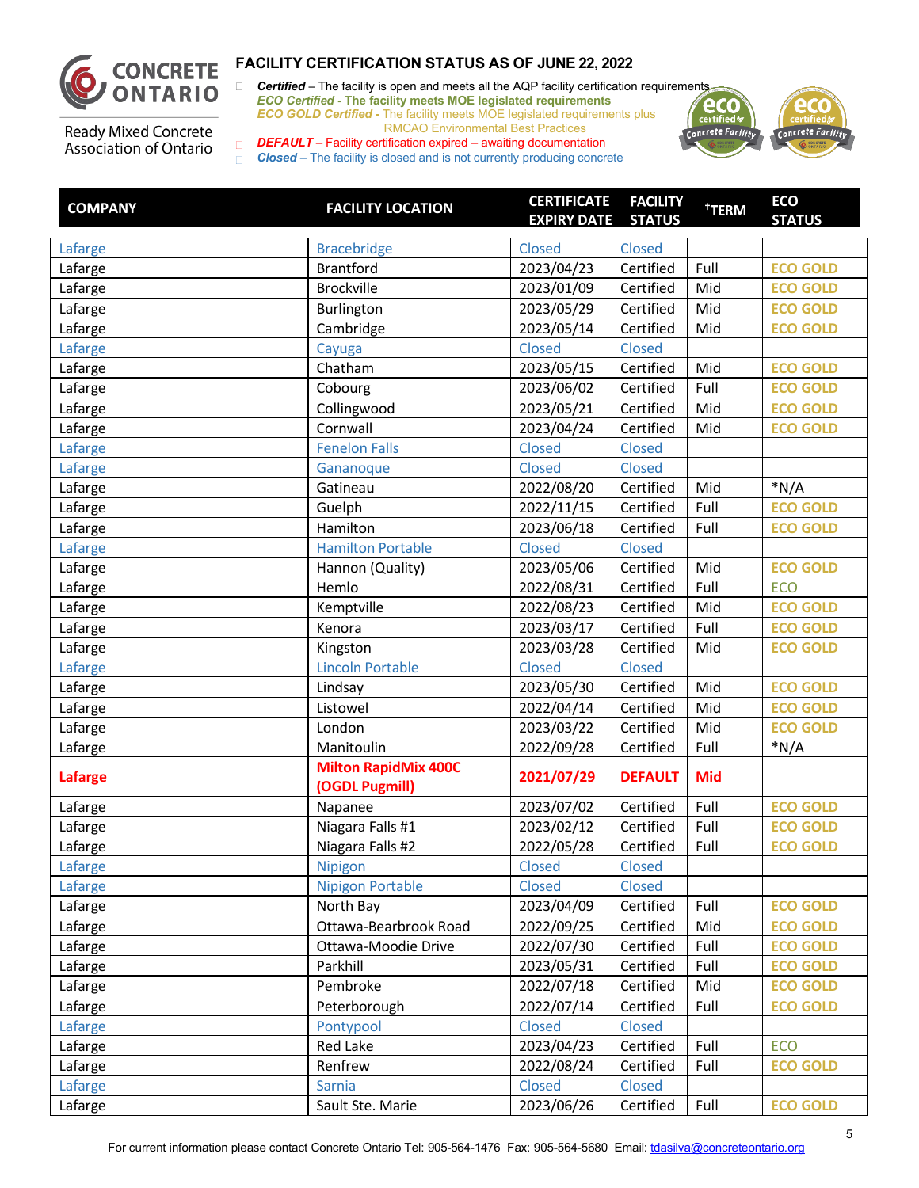Ready Mixed Concrete Association of Ontario

## FACILITY CERTIFICATION STATUS AS OF JUNE 22, 2022

- ***Certified*** – The facility is open and meets all the AQP facility certification requirements
  ***ECO Certified*** **- The facility meets MOE legislated requirements**
  ***ECO GOLD Certified*** - The facility meets MOE legislated requirements plus RMCAO Environmental Best Practices
- ***DEFAULT*** – Facility certification expired – awaiting documentation
- ***Closed*** – The facility is closed and is not currently producing concrete

| COMPANY | FACILITY LOCATION | CERTIFICATE EXPIRY DATE | FACILITY STATUS | †TERM | ECO STATUS |
|---|---|---|---|---|---|
| Lafarge | Bracebridge | Closed | Closed | | |
| Lafarge | Brantford | 2023/04/23 | Certified | Full | ECO GOLD |
| Lafarge | Brockville | 2023/01/09 | Certified | Mid | ECO GOLD |
| Lafarge | Burlington | 2023/05/29 | Certified | Mid | ECO GOLD |
| Lafarge | Cambridge | 2023/05/14 | Certified | Mid | ECO GOLD |
| Lafarge | Cayuga | Closed | Closed | | |
| Lafarge | Chatham | 2023/05/15 | Certified | Mid | ECO GOLD |
| Lafarge | Cobourg | 2023/06/02 | Certified | Full | ECO GOLD |
| Lafarge | Collingwood | 2023/05/21 | Certified | Mid | ECO GOLD |
| Lafarge | Cornwall | 2023/04/24 | Certified | Mid | ECO GOLD |
| Lafarge | Fenelon Falls | Closed | Closed | | |
| Lafarge | Gananoque | Closed | Closed | | |
| Lafarge | Gatineau | 2022/08/20 | Certified | Mid | *N/A |
| Lafarge | Guelph | 2022/11/15 | Certified | Full | ECO GOLD |
| Lafarge | Hamilton | 2023/06/18 | Certified | Full | ECO GOLD |
| Lafarge | Hamilton Portable | Closed | Closed | | |
| Lafarge | Hannon (Quality) | 2023/05/06 | Certified | Mid | ECO GOLD |
| Lafarge | Hemlo | 2022/08/31 | Certified | Full | ECO |
| Lafarge | Kemptville | 2022/08/23 | Certified | Mid | ECO GOLD |
| Lafarge | Kenora | 2023/03/17 | Certified | Full | ECO GOLD |
| Lafarge | Kingston | 2023/03/28 | Certified | Mid | ECO GOLD |
| Lafarge | Lincoln Portable | Closed | Closed | | |
| Lafarge | Lindsay | 2023/05/30 | Certified | Mid | ECO GOLD |
| Lafarge | Listowel | 2022/04/14 | Certified | Mid | ECO GOLD |
| Lafarge | London | 2023/03/22 | Certified | Mid | ECO GOLD |
| Lafarge | Manitoulin | 2022/09/28 | Certified | Full | *N/A |
| **Lafarge** | **Milton RapidMix 400C (OGDL Pugmill)** | **2021/07/29** | **DEFAULT** | **Mid** | |
| Lafarge | Napanee | 2023/07/02 | Certified | Full | ECO GOLD |
| Lafarge | Niagara Falls #1 | 2023/02/12 | Certified | Full | ECO GOLD |
| Lafarge | Niagara Falls #2 | 2022/05/28 | Certified | Full | ECO GOLD |
| Lafarge | Nipigon | Closed | Closed | | |
| Lafarge | Nipigon Portable | Closed | Closed | | |
| Lafarge | North Bay | 2023/04/09 | Certified | Full | ECO GOLD |
| Lafarge | Ottawa-Bearbrook Road | 2022/09/25 | Certified | Mid | ECO GOLD |
| Lafarge | Ottawa-Moodie Drive | 2022/07/30 | Certified | Full | ECO GOLD |
| Lafarge | Parkhill | 2023/05/31 | Certified | Full | ECO GOLD |
| Lafarge | Pembroke | 2022/07/18 | Certified | Mid | ECO GOLD |
| Lafarge | Peterborough | 2022/07/14 | Certified | Full | ECO GOLD |
| Lafarge | Pontypool | Closed | Closed | | |
| Lafarge | Red Lake | 2023/04/23 | Certified | Full | ECO |
| Lafarge | Renfrew | 2022/08/24 | Certified | Full | ECO GOLD |
| Lafarge | Sarnia | Closed | Closed | | |
| Lafarge | Sault Ste. Marie | 2023/06/26 | Certified | Full | ECO GOLD |

For current information please contact Concrete Ontario Tel: 905-564-1476 Fax: 905-564-5680 Email: tdasilva@concreteontario.org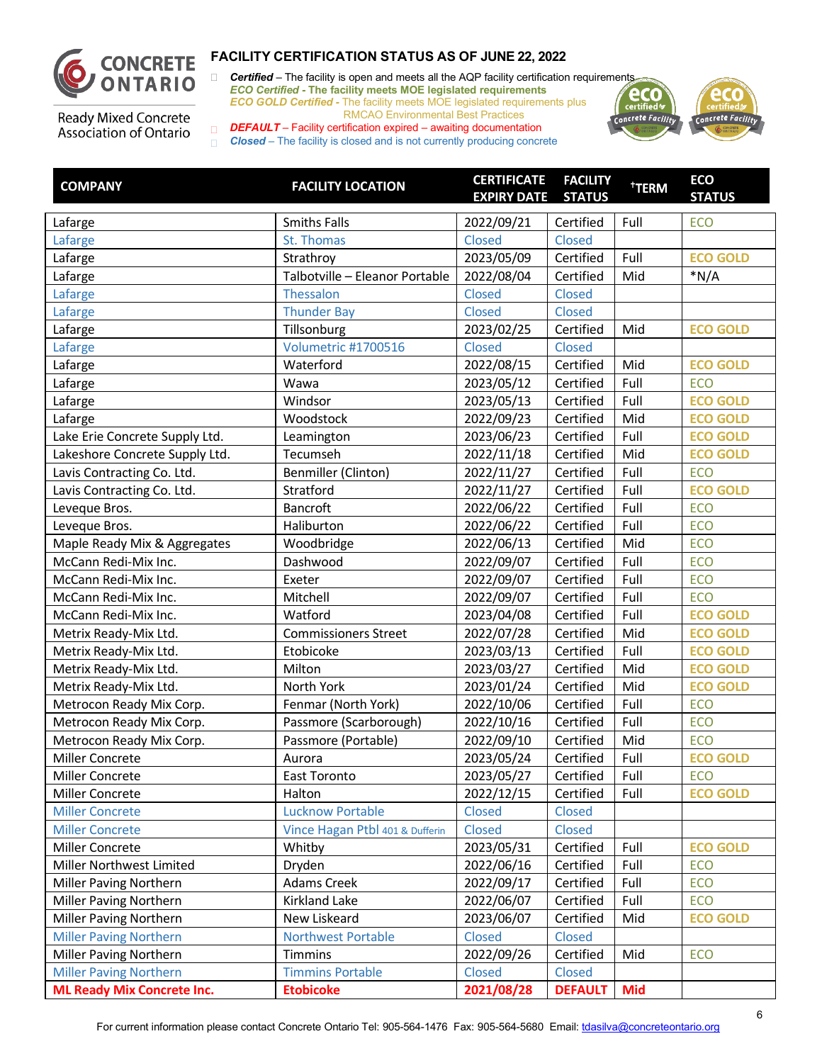## FACILITY CERTIFICATION STATUS AS OF JUNE 22, 2022

- ***Certified*** – The facility is open and meets all the AQP facility certification requirements
  ***ECO Certified*** **- The facility meets MOE legislated requirements**
  ***ECO GOLD Certified*** - The facility meets MOE legislated requirements plus RMCAO Environmental Best Practices
- ***DEFAULT*** – Facility certification expired – awaiting documentation
- ***Closed*** – The facility is closed and is not currently producing concrete

| COMPANY | FACILITY LOCATION | CERTIFICATE EXPIRY DATE | FACILITY STATUS | †TERM | ECO STATUS |
|---|---|---|---|---|---|
| Lafarge | Smiths Falls | 2022/09/21 | Certified | Full | ECO |
| Lafarge | St. Thomas | Closed | Closed | | |
| Lafarge | Strathroy | 2023/05/09 | Certified | Full | ECO GOLD |
| Lafarge | Talbotville – Eleanor Portable | 2022/08/04 | Certified | Mid | *N/A |
| Lafarge | Thessalon | Closed | Closed | | |
| Lafarge | Thunder Bay | Closed | Closed | | |
| Lafarge | Tillsonburg | 2023/02/25 | Certified | Mid | ECO GOLD |
| Lafarge | Volumetric #1700516 | Closed | Closed | | |
| Lafarge | Waterford | 2022/08/15 | Certified | Mid | ECO GOLD |
| Lafarge | Wawa | 2023/05/12 | Certified | Full | ECO |
| Lafarge | Windsor | 2023/05/13 | Certified | Full | ECO GOLD |
| Lafarge | Woodstock | 2022/09/23 | Certified | Mid | ECO GOLD |
| Lake Erie Concrete Supply Ltd. | Leamington | 2023/06/23 | Certified | Full | ECO GOLD |
| Lakeshore Concrete Supply Ltd. | Tecumseh | 2022/11/18 | Certified | Mid | ECO GOLD |
| Lavis Contracting Co. Ltd. | Benmiller (Clinton) | 2022/11/27 | Certified | Full | ECO |
| Lavis Contracting Co. Ltd. | Stratford | 2022/11/27 | Certified | Full | ECO GOLD |
| Leveque Bros. | Bancroft | 2022/06/22 | Certified | Full | ECO |
| Leveque Bros. | Haliburton | 2022/06/22 | Certified | Full | ECO |
| Maple Ready Mix & Aggregates | Woodbridge | 2022/06/13 | Certified | Mid | ECO |
| McCann Redi-Mix Inc. | Dashwood | 2022/09/07 | Certified | Full | ECO |
| McCann Redi-Mix Inc. | Exeter | 2022/09/07 | Certified | Full | ECO |
| McCann Redi-Mix Inc. | Mitchell | 2022/09/07 | Certified | Full | ECO |
| McCann Redi-Mix Inc. | Watford | 2023/04/08 | Certified | Full | ECO GOLD |
| Metrix Ready-Mix Ltd. | Commissioners Street | 2022/07/28 | Certified | Mid | ECO GOLD |
| Metrix Ready-Mix Ltd. | Etobicoke | 2023/03/13 | Certified | Full | ECO GOLD |
| Metrix Ready-Mix Ltd. | Milton | 2023/03/27 | Certified | Mid | ECO GOLD |
| Metrix Ready-Mix Ltd. | North York | 2023/01/24 | Certified | Mid | ECO GOLD |
| Metrocon Ready Mix Corp. | Fenmar (North York) | 2022/10/06 | Certified | Full | ECO |
| Metrocon Ready Mix Corp. | Passmore (Scarborough) | 2022/10/16 | Certified | Full | ECO |
| Metrocon Ready Mix Corp. | Passmore (Portable) | 2022/09/10 | Certified | Mid | ECO |
| Miller Concrete | Aurora | 2023/05/24 | Certified | Full | ECO GOLD |
| Miller Concrete | East Toronto | 2023/05/27 | Certified | Full | ECO |
| Miller Concrete | Halton | 2022/12/15 | Certified | Full | ECO GOLD |
| Miller Concrete | Lucknow Portable | Closed | Closed | | |
| Miller Concrete | Vince Hagan Ptbl 401 & Dufferin | Closed | Closed | | |
| Miller Concrete | Whitby | 2023/05/31 | Certified | Full | ECO GOLD |
| Miller Northwest Limited | Dryden | 2022/06/16 | Certified | Full | ECO |
| Miller Paving Northern | Adams Creek | 2022/09/17 | Certified | Full | ECO |
| Miller Paving Northern | Kirkland Lake | 2022/06/07 | Certified | Full | ECO |
| Miller Paving Northern | New Liskeard | 2023/06/07 | Certified | Mid | ECO GOLD |
| Miller Paving Northern | Northwest Portable | Closed | Closed | | |
| Miller Paving Northern | Timmins | 2022/09/26 | Certified | Mid | ECO |
| Miller Paving Northern | Timmins Portable | Closed | Closed | | |
| **ML Ready Mix Concrete Inc.** | **Etobicoke** | **2021/08/28** | **DEFAULT** | **Mid** | |

For current information please contact Concrete Ontario Tel: 905-564-1476 Fax: 905-564-5680 Email: tdasilva@concreteontario.org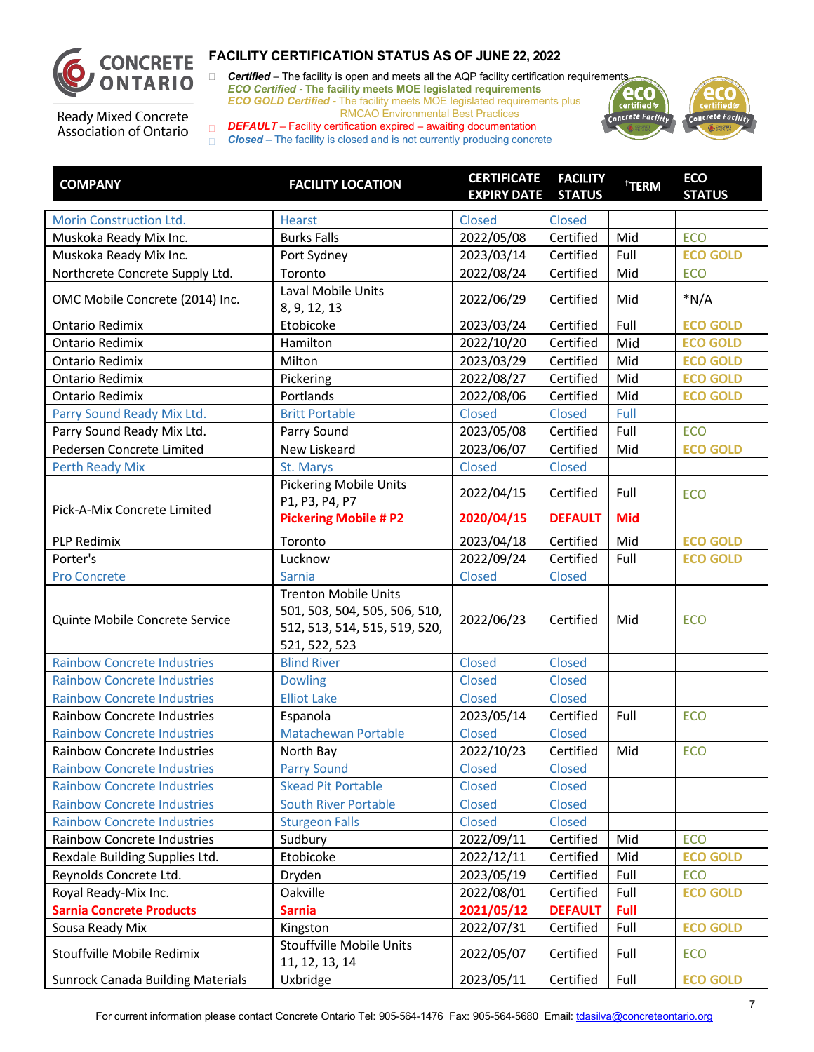## FACILITY CERTIFICATION STATUS AS OF JUNE 22, 2022

CONCRETE ONTARIO

Ready Mixed Concrete Association of Ontario

- ***Certified*** – The facility is open and meets all the AQP facility certification requirements
  - ***ECO Certified*** **- The facility meets MOE legislated requirements**
  - ***ECO GOLD Certified*** **-** The facility meets MOE legislated requirements plus RMCAO Environmental Best Practices
- ***DEFAULT*** – Facility certification expired – awaiting documentation
- ***Closed*** – The facility is closed and is not currently producing concrete

| COMPANY | FACILITY LOCATION | CERTIFICATE EXPIRY DATE | FACILITY STATUS | †TERM | ECO STATUS |
|---|---|---|---|---|---|
| Morin Construction Ltd. | Hearst | Closed | Closed | | |
| Muskoka Ready Mix Inc. | Burks Falls | 2022/05/08 | Certified | Mid | ECO |
| Muskoka Ready Mix Inc. | Port Sydney | 2023/03/14 | Certified | Full | ECO GOLD |
| Northcrete Concrete Supply Ltd. | Toronto | 2022/08/24 | Certified | Mid | ECO |
| OMC Mobile Concrete (2014) Inc. | Laval Mobile Units 8, 9, 12, 13 | 2022/06/29 | Certified | Mid | *N/A |
| Ontario Redimix | Etobicoke | 2023/03/24 | Certified | Full | ECO GOLD |
| Ontario Redimix | Hamilton | 2022/10/20 | Certified | Mid | ECO GOLD |
| Ontario Redimix | Milton | 2023/03/29 | Certified | Mid | ECO GOLD |
| Ontario Redimix | Pickering | 2022/08/27 | Certified | Mid | ECO GOLD |
| Ontario Redimix | Portlands | 2022/08/06 | Certified | Mid | ECO GOLD |
| Parry Sound Ready Mix Ltd. | Britt Portable | Closed | Closed | Full | |
| Parry Sound Ready Mix Ltd. | Parry Sound | 2023/05/08 | Certified | Full | ECO |
| Pedersen Concrete Limited | New Liskeard | 2023/06/07 | Certified | Mid | ECO GOLD |
| Perth Ready Mix | St. Marys | Closed | Closed | | |
| Pick-A-Mix Concrete Limited | Pickering Mobile Units P1, P3, P4, P7 | 2022/04/15 | Certified | Full | ECO |
| Pick-A-Mix Concrete Limited | **Pickering Mobile # P2** | **2020/04/15** | **DEFAULT** | **Mid** | |
| PLP Redimix | Toronto | 2023/04/18 | Certified | Mid | ECO GOLD |
| Porter's | Lucknow | 2022/09/24 | Certified | Full | ECO GOLD |
| Pro Concrete | Sarnia | Closed | Closed | | |
| Quinte Mobile Concrete Service | Trenton Mobile Units 501, 503, 504, 505, 506, 510, 512, 513, 514, 515, 519, 520, 521, 522, 523 | 2022/06/23 | Certified | Mid | ECO |
| Rainbow Concrete Industries | Blind River | Closed | Closed | | |
| Rainbow Concrete Industries | Dowling | Closed | Closed | | |
| Rainbow Concrete Industries | Elliot Lake | Closed | Closed | | |
| Rainbow Concrete Industries | Espanola | 2023/05/14 | Certified | Full | ECO |
| Rainbow Concrete Industries | Matachewan Portable | Closed | Closed | | |
| Rainbow Concrete Industries | North Bay | 2022/10/23 | Certified | Mid | ECO |
| Rainbow Concrete Industries | Parry Sound | Closed | Closed | | |
| Rainbow Concrete Industries | Skead Pit Portable | Closed | Closed | | |
| Rainbow Concrete Industries | South River Portable | Closed | Closed | | |
| Rainbow Concrete Industries | Sturgeon Falls | Closed | Closed | | |
| Rainbow Concrete Industries | Sudbury | 2022/09/11 | Certified | Mid | ECO |
| Rexdale Building Supplies Ltd. | Etobicoke | 2022/12/11 | Certified | Mid | ECO GOLD |
| Reynolds Concrete Ltd. | Dryden | 2023/05/19 | Certified | Full | ECO |
| Royal Ready-Mix Inc. | Oakville | 2022/08/01 | Certified | Full | ECO GOLD |
| **Sarnia Concrete Products** | **Sarnia** | **2021/05/12** | **DEFAULT** | **Full** | |
| Sousa Ready Mix | Kingston | 2022/07/31 | Certified | Full | ECO GOLD |
| Stouffville Mobile Redimix | Stouffville Mobile Units 11, 12, 13, 14 | 2022/05/07 | Certified | Full | ECO |
| Sunrock Canada Building Materials | Uxbridge | 2023/05/11 | Certified | Full | ECO GOLD |

For current information please contact Concrete Ontario Tel: 905-564-1476 Fax: 905-564-5680 Email: tdasilva@concreteontario.org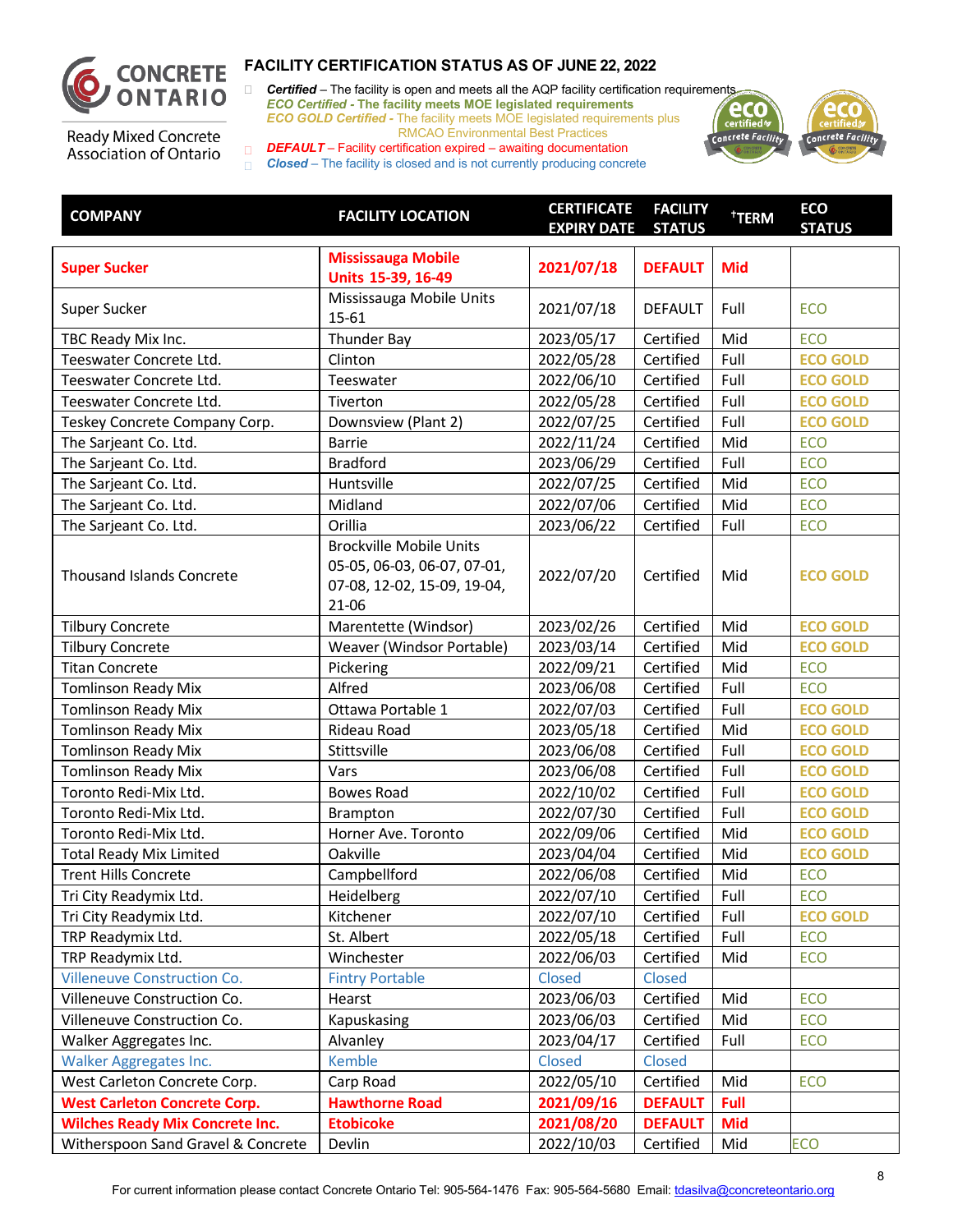## FACILITY CERTIFICATION STATUS AS OF JUNE 22, 2022

- ***Certified*** – The facility is open and meets all the AQP facility certification requirements
  ***ECO Certified*** **- The facility meets MOE legislated requirements**
  ***ECO GOLD Certified*** - The facility meets MOE legislated requirements plus RMCAO Environmental Best Practices
- ***DEFAULT*** – Facility certification expired – awaiting documentation
- ***Closed*** – The facility is closed and is not currently producing concrete

| COMPANY | FACILITY LOCATION | CERTIFICATE EXPIRY DATE | FACILITY STATUS | †TERM | ECO STATUS |
|---|---|---|---|---|---|
| **Super Sucker** | **Mississauga Mobile Units 15-39, 16-49** | **2021/07/18** | **DEFAULT** | **Mid** | |
| Super Sucker | Mississauga Mobile Units 15-61 | 2021/07/18 | DEFAULT | Full | ECO |
| TBC Ready Mix Inc. | Thunder Bay | 2023/05/17 | Certified | Mid | ECO |
| Teeswater Concrete Ltd. | Clinton | 2022/05/28 | Certified | Full | ECO GOLD |
| Teeswater Concrete Ltd. | Teeswater | 2022/06/10 | Certified | Full | ECO GOLD |
| Teeswater Concrete Ltd. | Tiverton | 2022/05/28 | Certified | Full | ECO GOLD |
| Teskey Concrete Company Corp. | Downsview (Plant 2) | 2022/07/25 | Certified | Full | ECO GOLD |
| The Sarjeant Co. Ltd. | Barrie | 2022/11/24 | Certified | Mid | ECO |
| The Sarjeant Co. Ltd. | Bradford | 2023/06/29 | Certified | Full | ECO |
| The Sarjeant Co. Ltd. | Huntsville | 2022/07/25 | Certified | Mid | ECO |
| The Sarjeant Co. Ltd. | Midland | 2022/07/06 | Certified | Mid | ECO |
| The Sarjeant Co. Ltd. | Orillia | 2023/06/22 | Certified | Full | ECO |
| Thousand Islands Concrete | Brockville Mobile Units 05-05, 06-03, 06-07, 07-01, 07-08, 12-02, 15-09, 19-04, 21-06 | 2022/07/20 | Certified | Mid | ECO GOLD |
| Tilbury Concrete | Marentette (Windsor) | 2023/02/26 | Certified | Mid | ECO GOLD |
| Tilbury Concrete | Weaver (Windsor Portable) | 2023/03/14 | Certified | Mid | ECO GOLD |
| Titan Concrete | Pickering | 2022/09/21 | Certified | Mid | ECO |
| Tomlinson Ready Mix | Alfred | 2023/06/08 | Certified | Full | ECO |
| Tomlinson Ready Mix | Ottawa Portable 1 | 2022/07/03 | Certified | Full | ECO GOLD |
| Tomlinson Ready Mix | Rideau Road | 2023/05/18 | Certified | Mid | ECO GOLD |
| Tomlinson Ready Mix | Stittsville | 2023/06/08 | Certified | Full | ECO GOLD |
| Tomlinson Ready Mix | Vars | 2023/06/08 | Certified | Full | ECO GOLD |
| Toronto Redi-Mix Ltd. | Bowes Road | 2022/10/02 | Certified | Full | ECO GOLD |
| Toronto Redi-Mix Ltd. | Brampton | 2022/07/30 | Certified | Full | ECO GOLD |
| Toronto Redi-Mix Ltd. | Horner Ave. Toronto | 2022/09/06 | Certified | Mid | ECO GOLD |
| Total Ready Mix Limited | Oakville | 2023/04/04 | Certified | Mid | ECO GOLD |
| Trent Hills Concrete | Campbellford | 2022/06/08 | Certified | Mid | ECO |
| Tri City Readymix Ltd. | Heidelberg | 2022/07/10 | Certified | Full | ECO |
| Tri City Readymix Ltd. | Kitchener | 2022/07/10 | Certified | Full | ECO GOLD |
| TRP Readymix Ltd. | St. Albert | 2022/05/18 | Certified | Full | ECO |
| TRP Readymix Ltd. | Winchester | 2022/06/03 | Certified | Mid | ECO |
| Villeneuve Construction Co. | Fintry Portable | Closed | Closed | | |
| Villeneuve Construction Co. | Hearst | 2023/06/03 | Certified | Mid | ECO |
| Villeneuve Construction Co. | Kapuskasing | 2023/06/03 | Certified | Mid | ECO |
| Walker Aggregates Inc. | Alvanley | 2023/04/17 | Certified | Full | ECO |
| Walker Aggregates Inc. | Kemble | Closed | Closed | | |
| West Carleton Concrete Corp. | Carp Road | 2022/05/10 | Certified | Mid | ECO |
| **West Carleton Concrete Corp.** | **Hawthorne Road** | **2021/09/16** | **DEFAULT** | **Full** | |
| **Wilches Ready Mix Concrete Inc.** | **Etobicoke** | **2021/08/20** | **DEFAULT** | **Mid** | |
| Witherspoon Sand Gravel & Concrete | Devlin | 2022/10/03 | Certified | Mid | ECO |

For current information please contact Concrete Ontario Tel: 905-564-1476 Fax: 905-564-5680 Email: tdasilva@concreteontario.org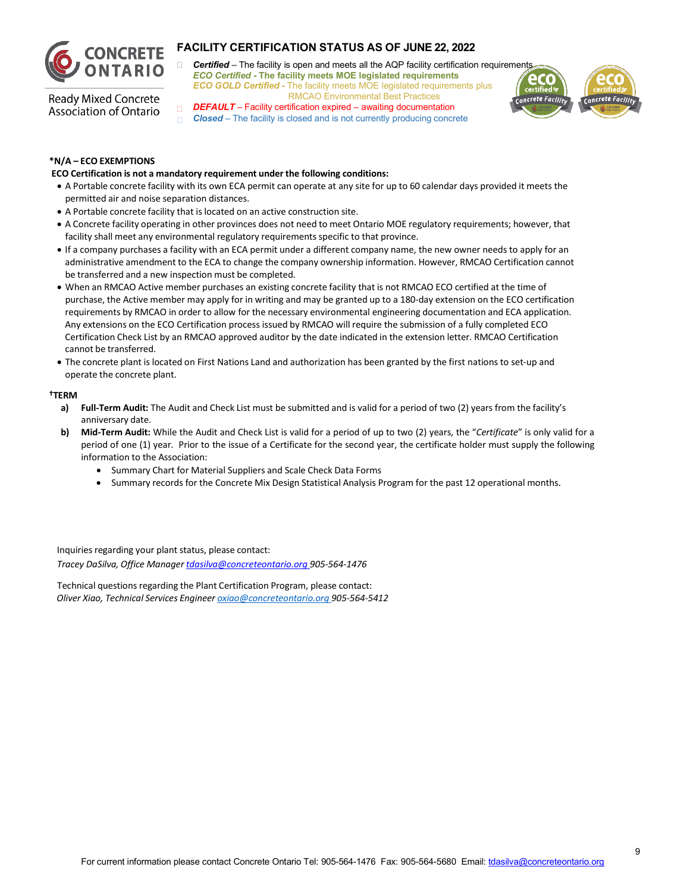Concrete Ontario

Ready Mixed Concrete Association of Ontario

## FACILITY CERTIFICATION STATUS AS OF JUNE 22, 2022

- ***Certified*** – The facility is open and meets all the AQP facility certification requirements
  ***ECO Certified*** **- The facility meets MOE legislated requirements**
  ***ECO GOLD Certified*** **-** The facility meets MOE legislated requirements plus RMCAO Environmental Best Practices
- ***DEFAULT*** – Facility certification expired – awaiting documentation
- ***Closed*** – The facility is closed and is not currently producing concrete

**\*N/A – ECO EXEMPTIONS**

**ECO Certification is not a mandatory requirement under the following conditions:**

- A Portable concrete facility with its own ECA permit can operate at any site for up to 60 calendar days provided it meets the permitted air and noise separation distances.
- A Portable concrete facility that is located on an active construction site.
- A Concrete facility operating in other provinces does not need to meet Ontario MOE regulatory requirements; however, that facility shall meet any environmental regulatory requirements specific to that province.
- If a company purchases a facility with an ECA permit under a different company name, the new owner needs to apply for an administrative amendment to the ECA to change the company ownership information. However, RMCAO Certification cannot be transferred and a new inspection must be completed.
- When an RMCAO Active member purchases an existing concrete facility that is not RMCAO ECO certified at the time of purchase, the Active member may apply for in writing and may be granted up to a 180-day extension on the ECO certification requirements by RMCAO in order to allow for the necessary environmental engineering documentation and ECA application. Any extensions on the ECO Certification process issued by RMCAO will require the submission of a fully completed ECO Certification Check List by an RMCAO approved auditor by the date indicated in the extension letter. RMCAO Certification cannot be transferred.
- The concrete plant is located on First Nations Land and authorization has been granted by the first nations to set-up and operate the concrete plant.

**†TERM**

**a) Full-Term Audit:** The Audit and Check List must be submitted and is valid for a period of two (2) years from the facility's anniversary date.

**b) Mid-Term Audit:** While the Audit and Check List is valid for a period of up to two (2) years, the "*Certificate*" is only valid for a period of one (1) year. Prior to the issue of a Certificate for the second year, the certificate holder must supply the following information to the Association:

- Summary Chart for Material Suppliers and Scale Check Data Forms
- Summary records for the Concrete Mix Design Statistical Analysis Program for the past 12 operational months.

Inquiries regarding your plant status, please contact:
*Tracey DaSilva, Office Manager tdasilva@concreteontario.org 905-564-1476*

Technical questions regarding the Plant Certification Program, please contact:
*Oliver Xiao, Technical Services Engineer oxiao@concreteontario.org 905-564-5412*

For current information please contact Concrete Ontario Tel: 905-564-1476 Fax: 905-564-5680 Email: tdasilva@concreteontario.org